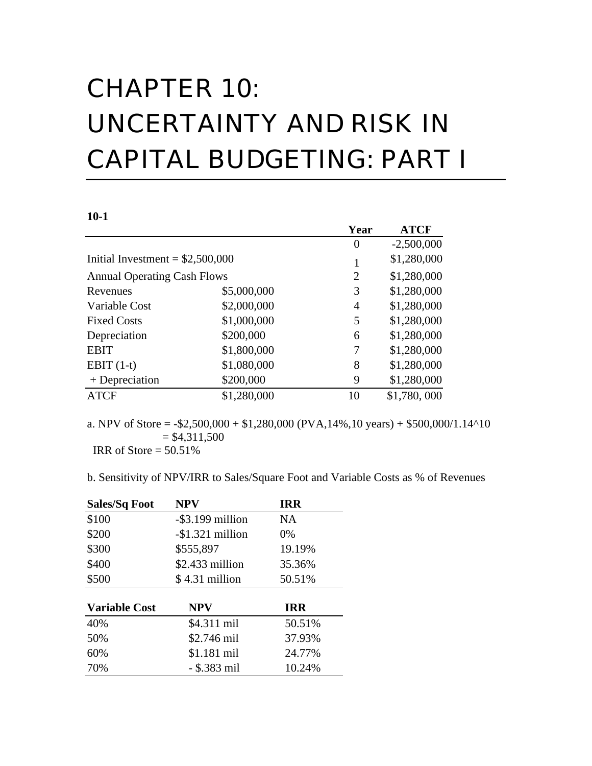# CHAPTER 10: UNCERTAINTY AND RISK IN CAPITAL BUDGETING: PART I

**10-1**

| | | Year | ATCF |
|---|---|---|---|
| | | 0 | -2,500,000 |
| Initial Investment = \$2,500,000 | | 1 | \$1,280,000 |
| Annual Operating Cash Flows | | 2 | \$1,280,000 |
| Revenues | \$5,000,000 | 3 | \$1,280,000 |
| Variable Cost | \$2,000,000 | 4 | \$1,280,000 |
| Fixed Costs | \$1,000,000 | 5 | \$1,280,000 |
| Depreciation | \$200,000 | 6 | \$1,280,000 |
| EBIT | \$1,800,000 | 7 | \$1,280,000 |
| EBIT (1-t) | \$1,080,000 | 8 | \$1,280,000 |
| + Depreciation | \$200,000 | 9 | \$1,280,000 |
| ATCF | \$1,280,000 | 10 | \$1,780, 000 |

a. NPV of Store = -\$2,500,000 + \$1,280,000 (PVA,14%,10 years) + \$500,000/1.14^10
= \$4,311,500
IRR of Store = 50.51%

b. Sensitivity of NPV/IRR to Sales/Square Foot and Variable Costs as % of Revenues

| Sales/Sq Foot | NPV | IRR |
|---|---|---|
| \$100 | -\$3.199 million | NA |
| \$200 | -\$1.321 million | 0% |
| \$300 | \$555,897 | 19.19% |
| \$400 | \$2.433 million | 35.36% |
| \$500 | \$ 4.31 million | 50.51% |

| Variable Cost | NPV | IRR |
|---|---|---|
| 40% | \$4.311 mil | 50.51% |
| 50% | \$2.746 mil | 37.93% |
| 60% | \$1.181 mil | 24.77% |
| 70% | - \$.383 mil | 10.24% |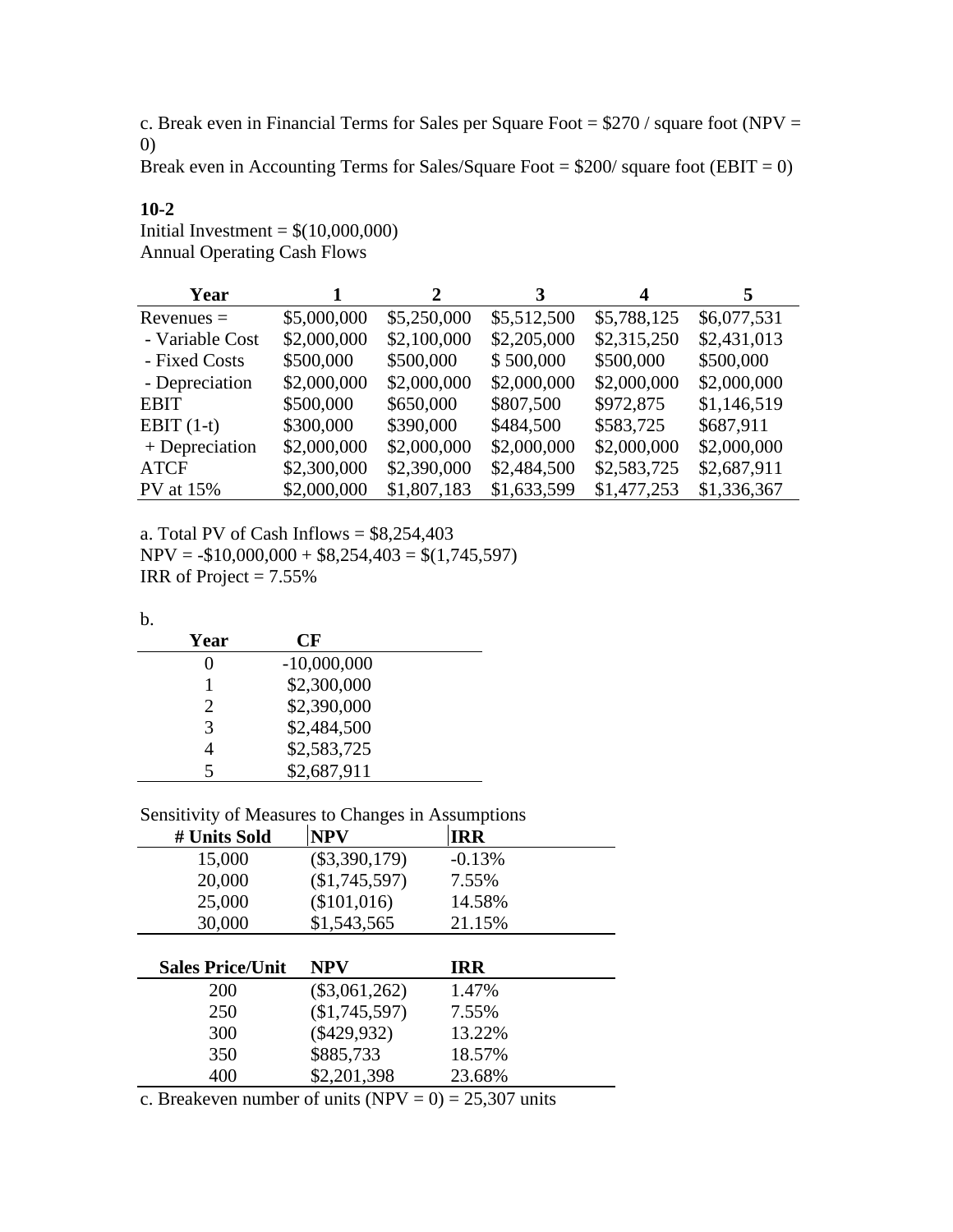c. Break even in Financial Terms for Sales per Square Foot = $270 / square foot (NPV = 0)

Break even in Accounting Terms for Sales/Square Foot = $200/ square foot (EBIT = 0)

**10-2**

Initial Investment = $(10,000,000)

Annual Operating Cash Flows

| Year | 1 | 2 | 3 | 4 | 5 |
|---|---|---|---|---|---|
| Revenues = | $5,000,000 | $5,250,000 | $5,512,500 | $5,788,125 | $6,077,531 |
| - Variable Cost | $2,000,000 | $2,100,000 | $2,205,000 | $2,315,250 | $2,431,013 |
| - Fixed Costs | $500,000 | $500,000 | $ 500,000 | $500,000 | $500,000 |
| - Depreciation | $2,000,000 | $2,000,000 | $2,000,000 | $2,000,000 | $2,000,000 |
| EBIT | $500,000 | $650,000 | $807,500 | $972,875 | $1,146,519 |
| EBIT (1-t) | $300,000 | $390,000 | $484,500 | $583,725 | $687,911 |
| + Depreciation | $2,000,000 | $2,000,000 | $2,000,000 | $2,000,000 | $2,000,000 |
| ATCF | $2,300,000 | $2,390,000 | $2,484,500 | $2,583,725 | $2,687,911 |
| PV at 15% | $2,000,000 | $1,807,183 | $1,633,599 | $1,477,253 | $1,336,367 |

a. Total PV of Cash Inflows = $8,254,403

NPV = -$10,000,000 + $8,254,403 = $(1,745,597)

IRR of Project = 7.55%

b.

| Year | CF |
|---|---|
| 0 | -10,000,000 |
| 1 | $2,300,000 |
| 2 | $2,390,000 |
| 3 | $2,484,500 |
| 4 | $2,583,725 |
| 5 | $2,687,911 |

Sensitivity of Measures to Changes in Assumptions

| # Units Sold | NPV | IRR |
|---|---|---|
| 15,000 | ($3,390,179) | -0.13% |
| 20,000 | ($1,745,597) | 7.55% |
| 25,000 | ($101,016) | 14.58% |
| 30,000 | $1,543,565 | 21.15% |

| Sales Price/Unit | NPV | IRR |
|---|---|---|
| 200 | ($3,061,262) | 1.47% |
| 250 | ($1,745,597) | 7.55% |
| 300 | ($429,932) | 13.22% |
| 350 | $885,733 | 18.57% |
| 400 | $2,201,398 | 23.68% |

c. Breakeven number of units (NPV = 0) = 25,307 units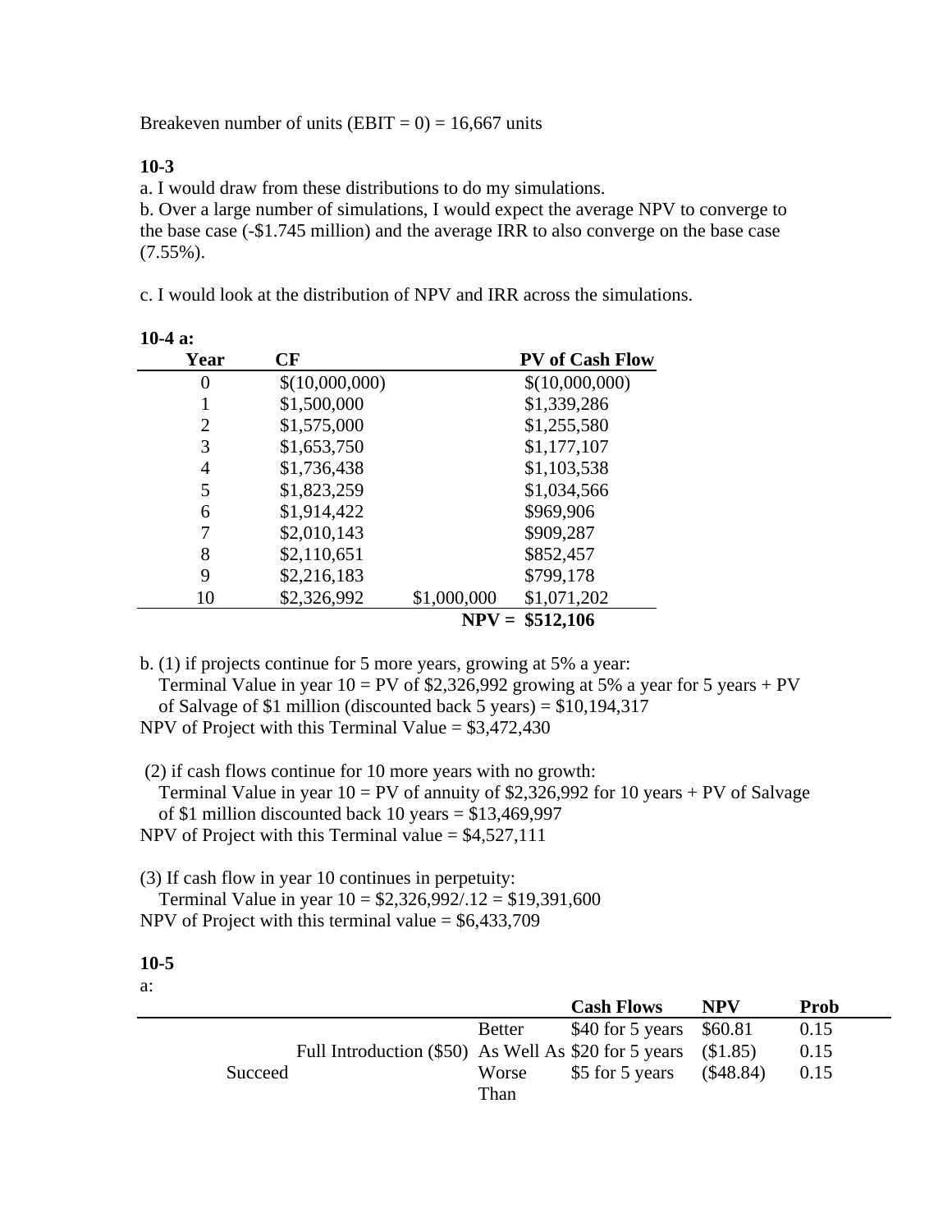Breakeven number of units (EBIT = 0) = 16,667 units

**10-3**

a. I would draw from these distributions to do my simulations.
b. Over a large number of simulations, I would expect the average NPV to converge to the base case (-$1.745 million) and the average IRR to also converge on the base case (7.55%).

c. I would look at the distribution of NPV and IRR across the simulations.

**10-4 a:**

| Year | CF | | PV of Cash Flow |
|---|---|---|---|
| 0 | $(10,000,000) | | $(10,000,000) |
| 1 | $1,500,000 | | $1,339,286 |
| 2 | $1,575,000 | | $1,255,580 |
| 3 | $1,653,750 | | $1,177,107 |
| 4 | $1,736,438 | | $1,103,538 |
| 5 | $1,823,259 | | $1,034,566 |
| 6 | $1,914,422 | | $969,906 |
| 7 | $2,010,143 | | $909,287 |
| 8 | $2,110,651 | | $852,457 |
| 9 | $2,216,183 | | $799,178 |
| 10 | $2,326,992 | $1,000,000 | $1,071,202 |
| | | **NPV =** | **$512,106** |

b. (1) if projects continue for 5 more years, growing at 5% a year:
Terminal Value in year 10 = PV of $2,326,992 growing at 5% a year for 5 years + PV of Salvage of $1 million (discounted back 5 years) = $10,194,317
NPV of Project with this Terminal Value = $3,472,430

(2) if cash flows continue for 10 more years with no growth:
Terminal Value in year 10 = PV of annuity of $2,326,992 for 10 years + PV of Salvage of $1 million discounted back 10 years = $13,469,997
NPV of Project with this Terminal value = $4,527,111

(3) If cash flow in year 10 continues in perpetuity:
Terminal Value in year 10 = $2,326,992/.12 = $19,391,600
NPV of Project with this terminal value = $6,433,709

**10-5**

a:

| | | | Cash Flows | NPV | Prob |
|---|---|---|---|---|---|
| | | Better | $40 for 5 years | $60.81 | 0.15 |
| | Full Introduction ($50) | As Well As | $20 for 5 years | ($1.85) | 0.15 |
| Succeed | | Worse Than | $5 for 5 years | ($48.84) | 0.15 |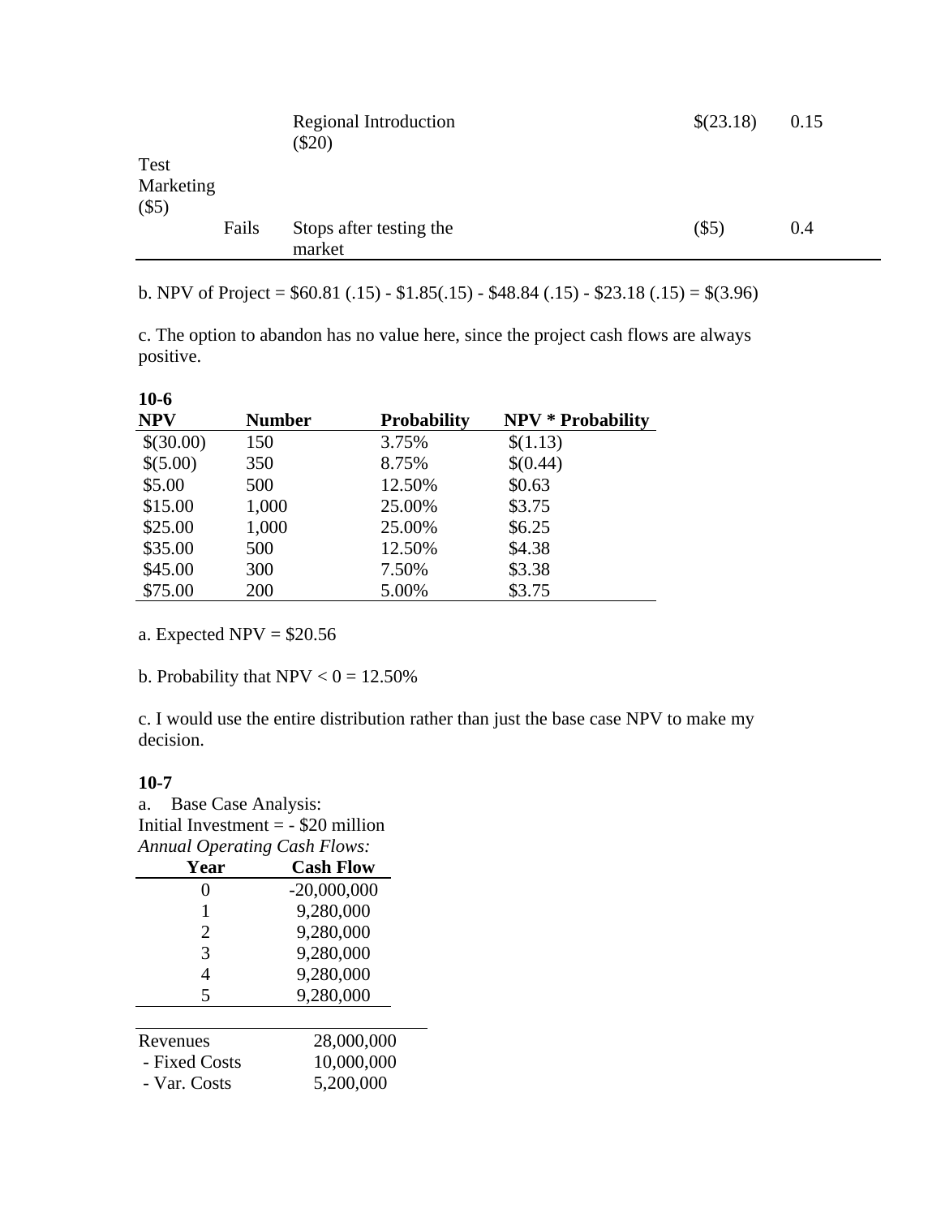| | | | | |
|---|---|---|---|---|
| | | Regional Introduction ($20) | $(23.18) | 0.15 |
| Test Marketing ($5) | | | | |
| | Fails | Stops after testing the market | ($5) | 0.4 |

b. NPV of Project = $60.81 (.15) - $1.85(.15) - $48.84 (.15) - $23.18 (.15) = $(3.96)

c. The option to abandon has no value here, since the project cash flows are always positive.

**10-6**

| NPV | Number | Probability | NPV * Probability |
|---|---|---|---|
| $(30.00) | 150 | 3.75% | $(1.13) |
| $(5.00) | 350 | 8.75% | $(0.44) |
| $5.00 | 500 | 12.50% | $0.63 |
| $15.00 | 1,000 | 25.00% | $3.75 |
| $25.00 | 1,000 | 25.00% | $6.25 |
| $35.00 | 500 | 12.50% | $4.38 |
| $45.00 | 300 | 7.50% | $3.38 |
| $75.00 | 200 | 5.00% | $3.75 |

a. Expected NPV = $20.56

b. Probability that NPV < 0 = 12.50%

c. I would use the entire distribution rather than just the base case NPV to make my decision.

**10-7**

a. Base Case Analysis:

Initial Investment = - $20 million

*Annual Operating Cash Flows:*

| Year | Cash Flow |
|---|---|
| 0 | -20,000,000 |
| 1 | 9,280,000 |
| 2 | 9,280,000 |
| 3 | 9,280,000 |
| 4 | 9,280,000 |
| 5 | 9,280,000 |

| | |
|---|---|
| Revenues | 28,000,000 |
| - Fixed Costs | 10,000,000 |
| - Var. Costs | 5,200,000 |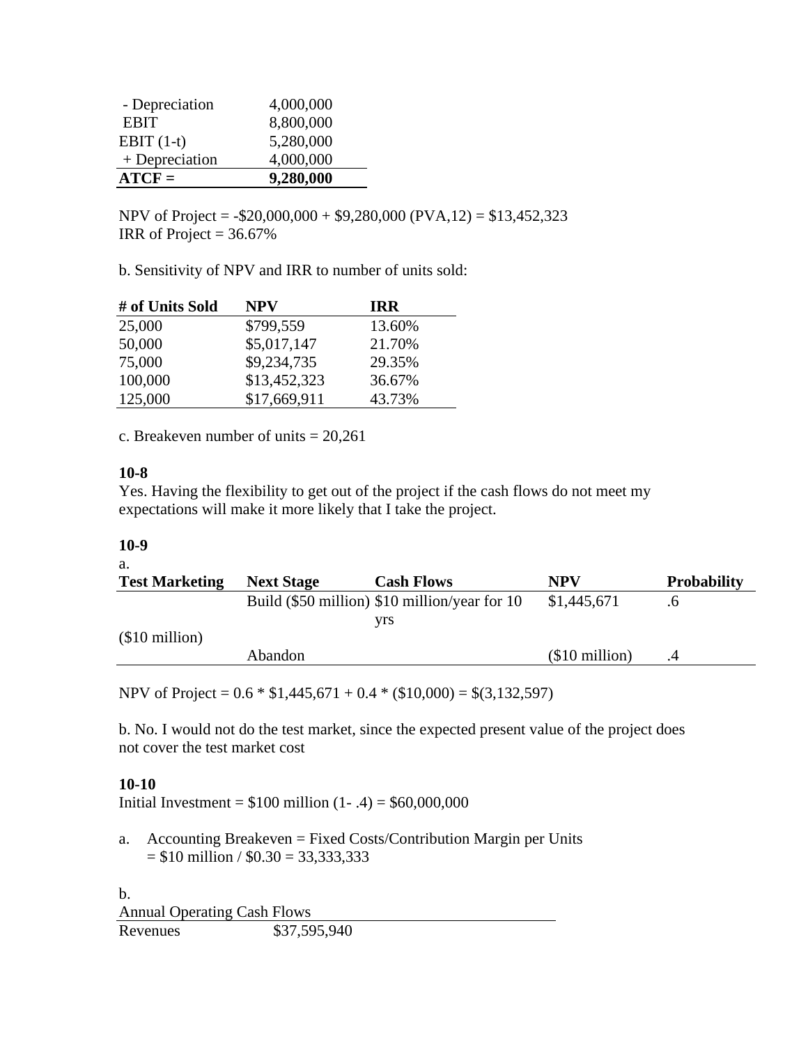| | |
|---|---|
| - Depreciation | 4,000,000 |
| EBIT | 8,800,000 |
| EBIT (1-t) | 5,280,000 |
| + Depreciation | 4,000,000 |
| **ATCF =** | **9,280,000** |

NPV of Project = -$20,000,000 + $9,280,000 (PVA,12) = $13,452,323
IRR of Project = 36.67%

b. Sensitivity of NPV and IRR to number of units sold:

| # of Units Sold | NPV | IRR |
|---|---|---|
| 25,000 | $799,559 | 13.60% |
| 50,000 | $5,017,147 | 21.70% |
| 75,000 | $9,234,735 | 29.35% |
| 100,000 | $13,452,323 | 36.67% |
| 125,000 | $17,669,911 | 43.73% |

c. Breakeven number of units = 20,261

**10-8**
Yes. Having the flexibility to get out of the project if the cash flows do not meet my expectations will make it more likely that I take the project.

**10-9**
a.

| Test Marketing | Next Stage | Cash Flows | NPV | Probability |
|---|---|---|---|---|
| | Build ($50 million) | $10 million/year for 10 yrs | $1,445,671 | .6 |
| ($10 million) | | | | |
| | Abandon | | ($10 million) | .4 |

NPV of Project = 0.6 * $1,445,671 + 0.4 * ($10,000) = $(3,132,597)

b. No. I would not do the test market, since the expected present value of the project does not cover the test market cost

**10-10**
Initial Investment = $100 million (1- .4) = $60,000,000

a. Accounting Breakeven = Fixed Costs/Contribution Margin per Units
= $10 million / $0.30 = 33,333,333

b.

| Annual Operating Cash Flows | |
|---|---|
| Revenues | $37,595,940 |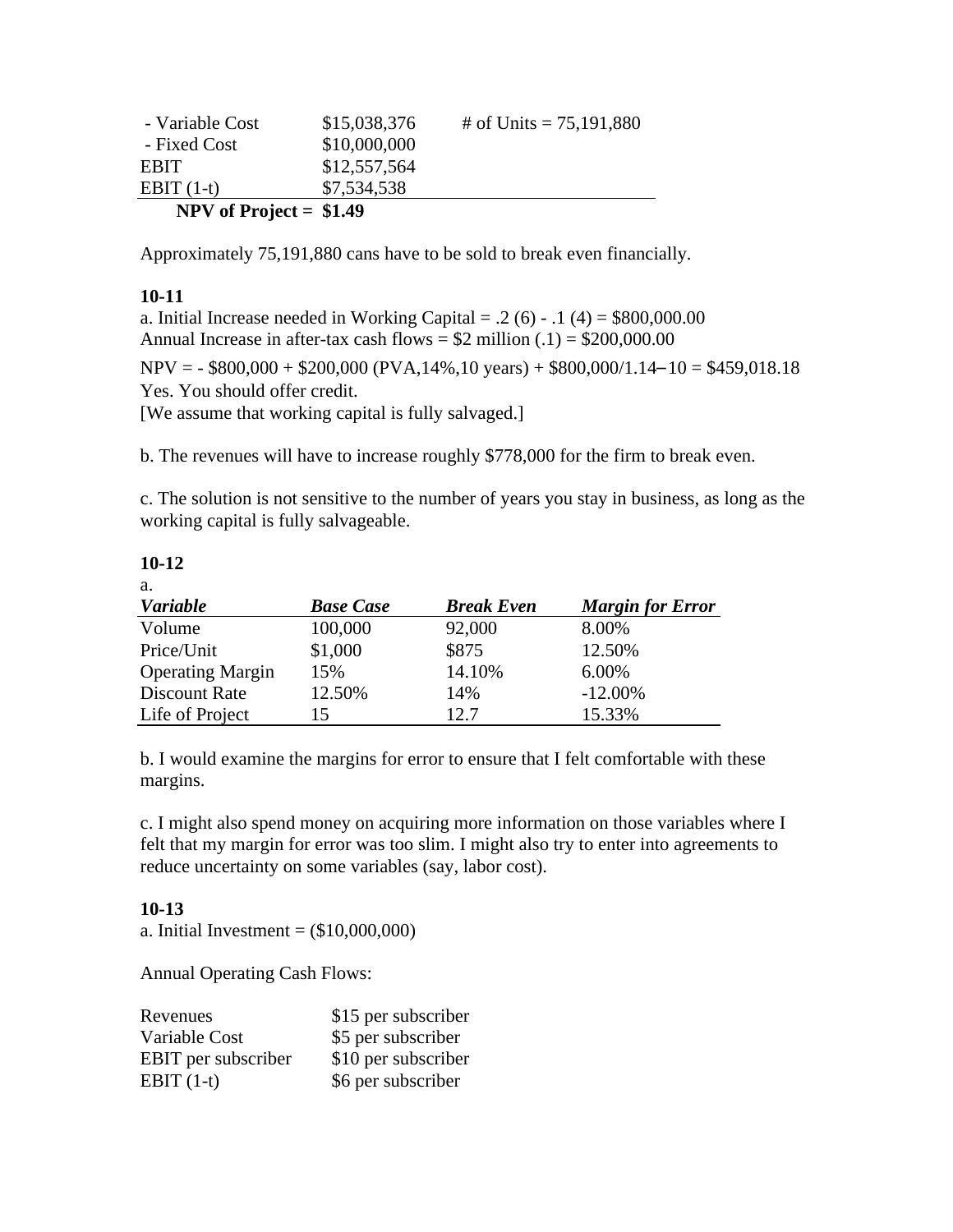| | | |
|---|---|---|
| - Variable Cost | $15,038,376 | # of Units = 75,191,880 |
| - Fixed Cost | $10,000,000 | |
| EBIT | $12,557,564 | |
| EBIT (1-t) | $7,534,538 | |
| **NPV of Project =** | **$1.49** | |

Approximately 75,191,880 cans have to be sold to break even financially.

**10-11**

a. Initial Increase needed in Working Capital = .2 (6) - .1 (4) = $800,000.00
Annual Increase in after-tax cash flows = $2 million (.1) = $200,000.00

NPV = - $800,000 + $200,000 (PVA,14%,10 years) + $800,000/1.14–10 = $459,018.18
Yes. You should offer credit.
[We assume that working capital is fully salvaged.]

b. The revenues will have to increase roughly $778,000 for the firm to break even.

c. The solution is not sensitive to the number of years you stay in business, as long as the working capital is fully salvageable.

**10-12**

a.

| ***Variable*** | ***Base Case*** | ***Break Even*** | ***Margin for Error*** |
|---|---|---|---|
| Volume | 100,000 | 92,000 | 8.00% |
| Price/Unit | $1,000 | $875 | 12.50% |
| Operating Margin | 15% | 14.10% | 6.00% |
| Discount Rate | 12.50% | 14% | -12.00% |
| Life of Project | 15 | 12.7 | 15.33% |

b. I would examine the margins for error to ensure that I felt comfortable with these margins.

c. I might also spend money on acquiring more information on those variables where I felt that my margin for error was too slim. I might also try to enter into agreements to reduce uncertainty on some variables (say, labor cost).

**10-13**

a. Initial Investment = ($10,000,000)

Annual Operating Cash Flows:

| | |
|---|---|
| Revenues | $15 per subscriber |
| Variable Cost | $5 per subscriber |
| EBIT per subscriber | $10 per subscriber |
| EBIT (1-t) | $6 per subscriber |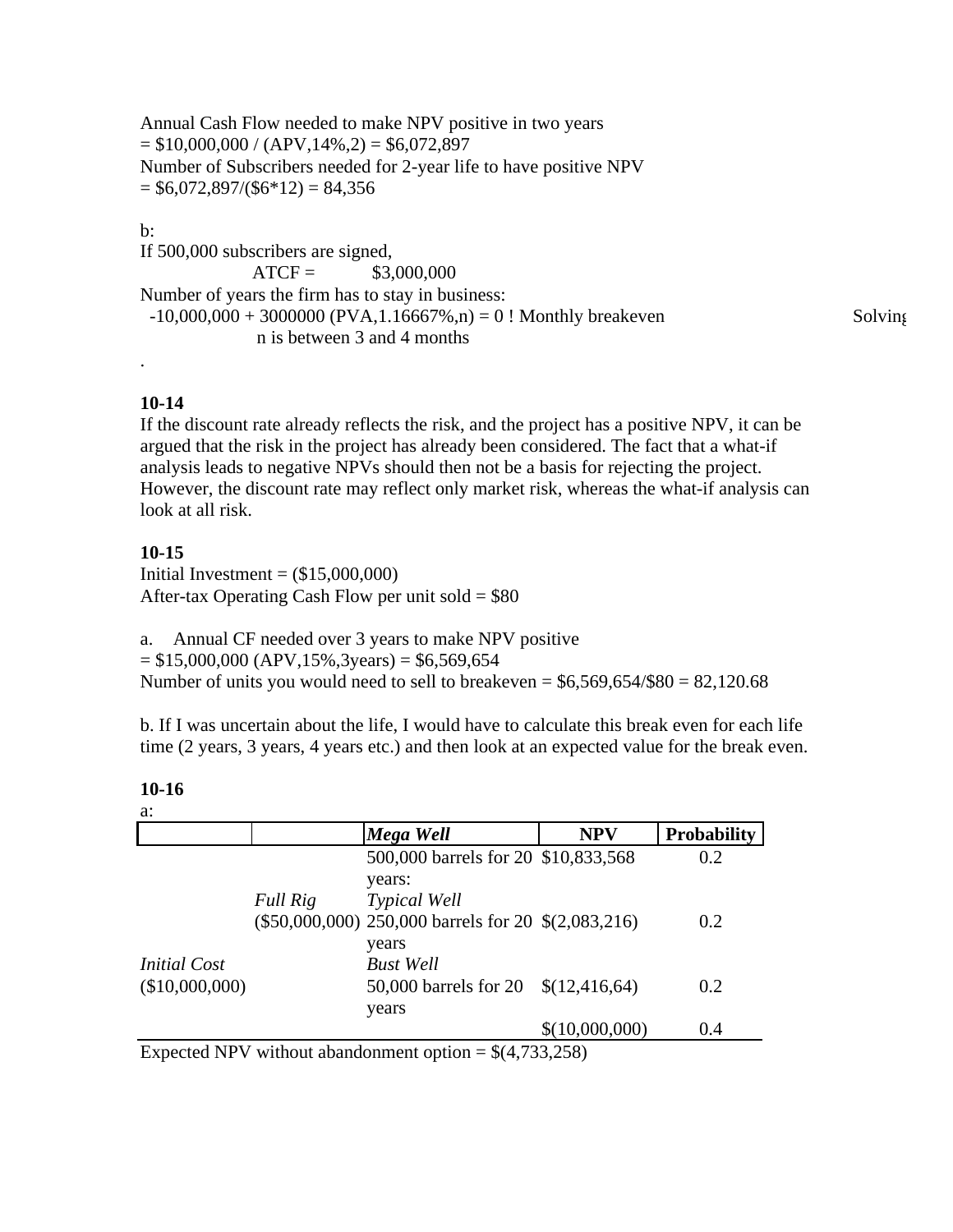Annual Cash Flow needed to make NPV positive in two years
= $10,000,000 / (APV,14%,2) = $6,072,897
Number of Subscribers needed for 2-year life to have positive NPV
= $6,072,897/($6*12) = 84,356

b:
If 500,000 subscribers are signed,
ATCF = $3,000,000
Number of years the firm has to stay in business:
-10,000,000 + 3000000 (PVA,1.16667%,n) = 0 ! Monthly breakeven Solving
n is between 3 and 4 months
.

**10-14**
If the discount rate already reflects the risk, and the project has a positive NPV, it can be argued that the risk in the project has already been considered. The fact that a what-if analysis leads to negative NPVs should then not be a basis for rejecting the project. However, the discount rate may reflect only market risk, whereas the what-if analysis can look at all risk.

**10-15**
Initial Investment = ($15,000,000)
After-tax Operating Cash Flow per unit sold = $80

a. Annual CF needed over 3 years to make NPV positive
= $15,000,000 (APV,15%,3years) = $6,569,654
Number of units you would need to sell to breakeven = $6,569,654/$80 = 82,120.68

b. If I was uncertain about the life, I would have to calculate this break even for each life time (2 years, 3 years, 4 years etc.) and then look at an expected value for the break even.

**10-16**
a:

| | | ***Mega Well*** | **NPV** | **Probability** |
|---|---|---|---|---|
| | | 500,000 barrels for 20 years: | $10,833,568 | 0.2 |
| | *Full Rig* ($50,000,000) | *Typical Well* 250,000 barrels for 20 years | $(2,083,216) | 0.2 |
| *Initial Cost* ($10,000,000) | | *Bust Well* 50,000 barrels for 20 years | $(12,416,64) | 0.2 |
| | | | $(10,000,000) | 0.4 |

Expected NPV without abandonment option = $(4,733,258)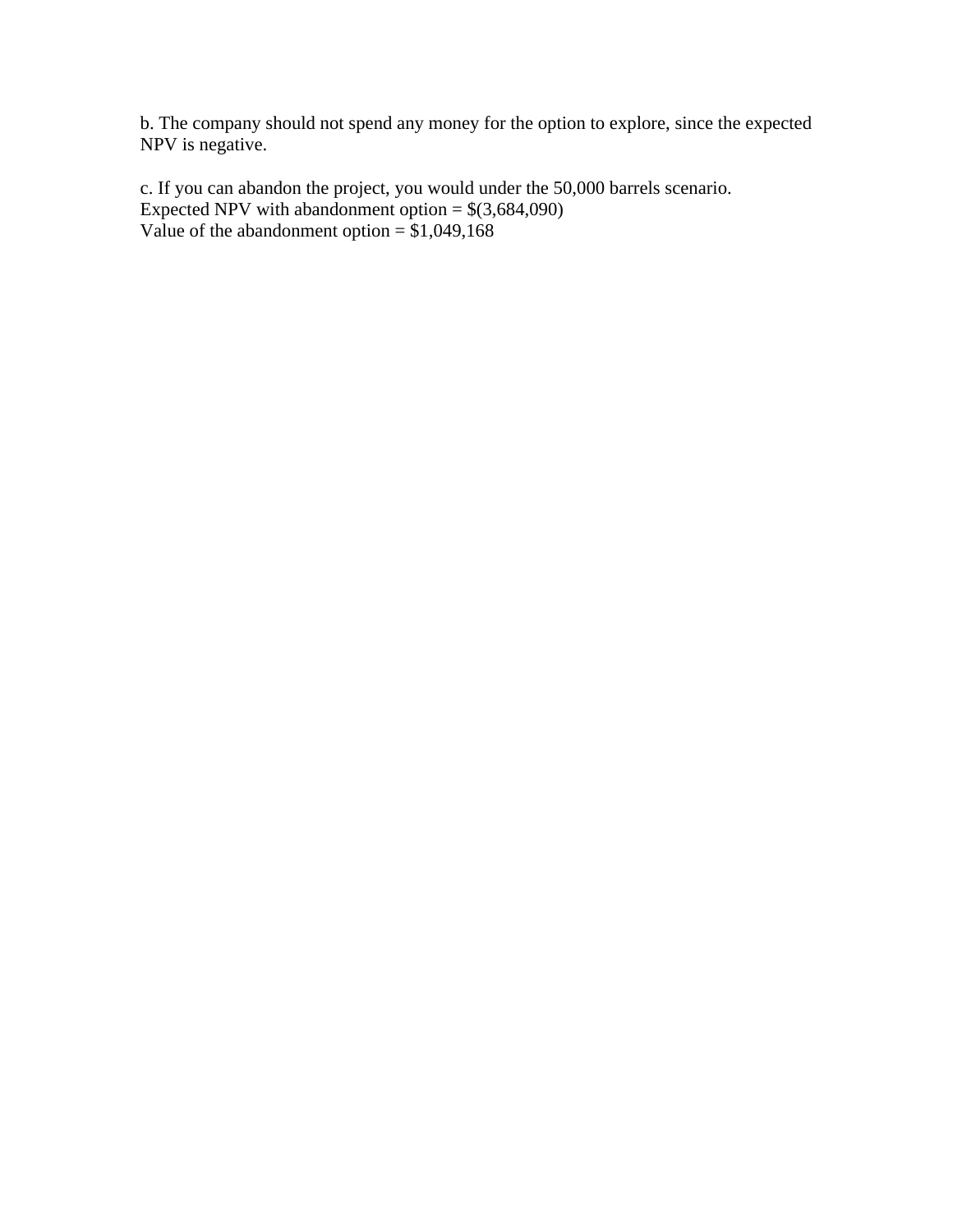b. The company should not spend any money for the option to explore, since the expected NPV is negative.

c. If you can abandon the project, you would under the 50,000 barrels scenario.
Expected NPV with abandonment option = $(3,684,090)
Value of the abandonment option = $1,049,168